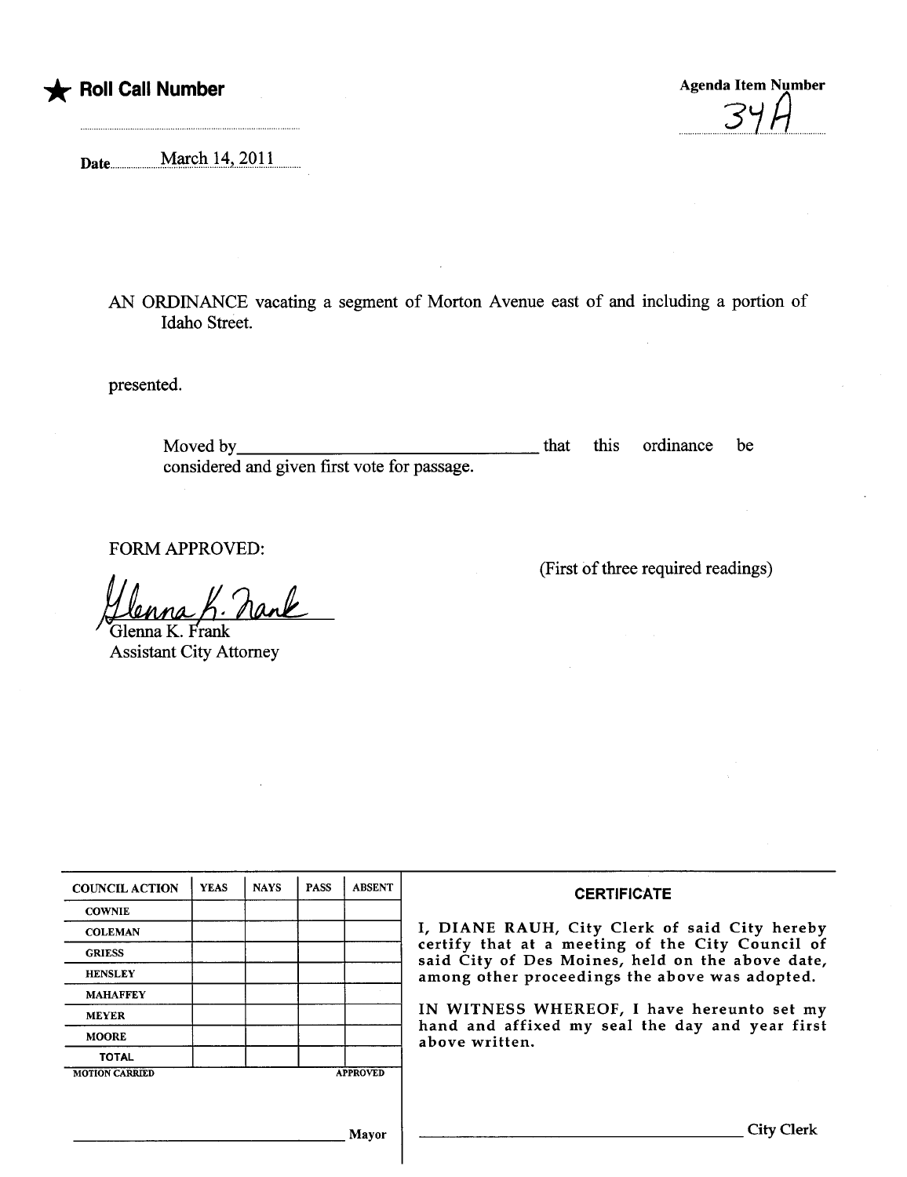★ **Roll Call Number**

**Agenda Item Number**
34A

Date March 14, 2011

AN ORDINANCE vacating a segment of Morton Avenue east of and including a portion of Idaho Street.

presented.

Moved by ________________________________ that this ordinance be considered and given first vote for passage.

FORM APPROVED:

(First of three required readings)

Glenna K. Frank
Glenna K. Frank
Assistant City Attorney

| COUNCIL ACTION | YEAS | NAYS | PASS | ABSENT |
|---|---|---|---|---|
| COWNIE | | | | |
| COLEMAN | | | | |
| GRIESS | | | | |
| HENSLEY | | | | |
| MAHAFFEY | | | | |
| MEYER | | | | |
| MOORE | | | | |
| TOTAL | | | | |

MOTION CARRIED APPROVED

________________________________ Mayor

**CERTIFICATE**

I, DIANE RAUH, City Clerk of said City hereby certify that at a meeting of the City Council of said City of Des Moines, held on the above date, among other proceedings the above was adopted.

IN WITNESS WHEREOF, I have hereunto set my hand and affixed my seal the day and year first above written.

________________________________ City Clerk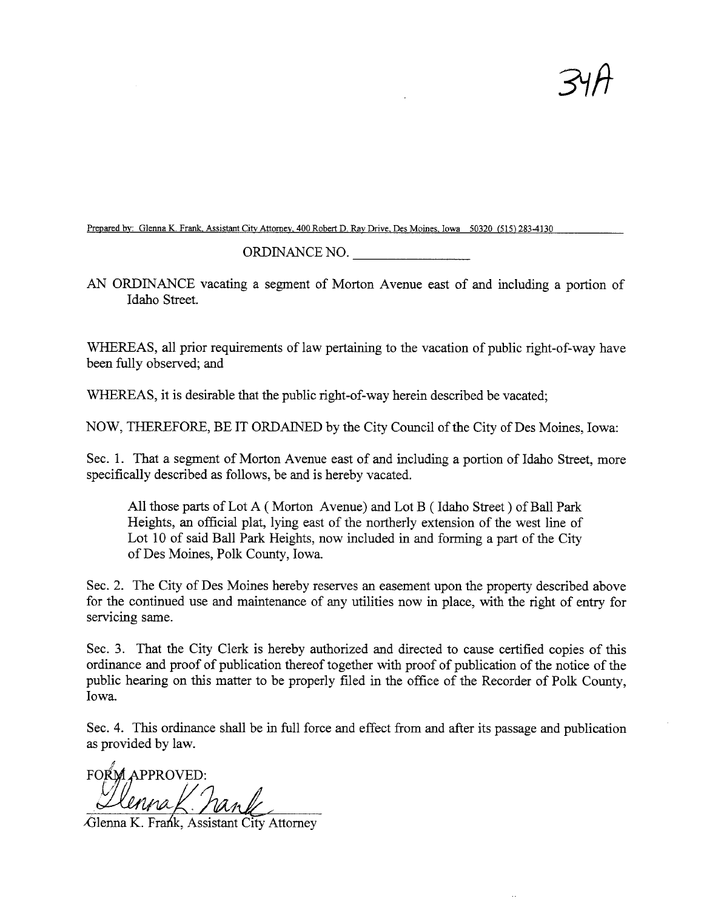34A

Prepared by: Glenna K. Frank, Assistant City Attorney, 400 Robert D. Ray Drive, Des Moines, Iowa 50320 (515) 283-4130

ORDINANCE NO. _______________

AN ORDINANCE vacating a segment of Morton Avenue east of and including a portion of Idaho Street.

WHEREAS, all prior requirements of law pertaining to the vacation of public right-of-way have been fully observed; and

WHEREAS, it is desirable that the public right-of-way herein described be vacated;

NOW, THEREFORE, BE IT ORDAINED by the City Council of the City of Des Moines, Iowa:

Sec. 1. That a segment of Morton Avenue east of and including a portion of Idaho Street, more specifically described as follows, be and is hereby vacated.

> All those parts of Lot A ( Morton Avenue) and Lot B ( Idaho Street ) of Ball Park Heights, an official plat, lying east of the northerly extension of the west line of Lot 10 of said Ball Park Heights, now included in and forming a part of the City of Des Moines, Polk County, Iowa.

Sec. 2. The City of Des Moines hereby reserves an easement upon the property described above for the continued use and maintenance of any utilities now in place, with the right of entry for servicing same.

Sec. 3. That the City Clerk is hereby authorized and directed to cause certified copies of this ordinance and proof of publication thereof together with proof of publication of the notice of the public hearing on this matter to be properly filed in the office of the Recorder of Polk County, Iowa.

Sec. 4. This ordinance shall be in full force and effect from and after its passage and publication as provided by law.

FORM APPROVED:

Glenna K. Frank, Assistant City Attorney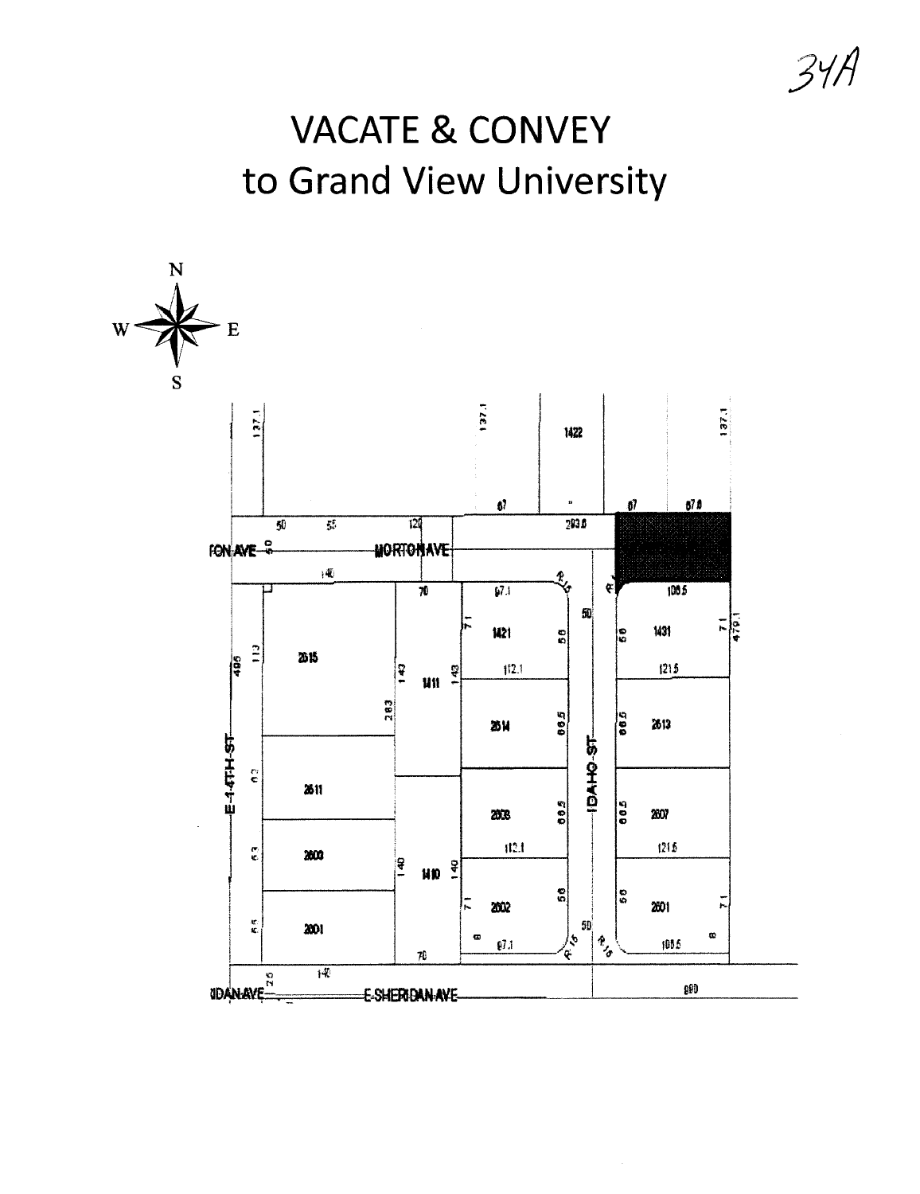34A

# VACATE & CONVEY
## to Grand View University

N
W E
S

137.1
137.1
137.1
1422
67
"
67
67.8
50
55
120
293.8
TON AVE
50
MORTON AVE
140
70
97.1
R15
R
106.5
50
71
1421
58
58
1431
71
479.1
113
2615
143
143
1411
112.1
121.5
495
283
2614
66.5
66.5
2613
E 14TH ST
2611
2608
66.5
66.5
2607
IDAHO ST
112.1
121.5
2609
140
1410
140
71
2602
58
58
2601
71
2601
8
97.1
R15
50
R15
106.5
8
70
25
140
DAN AVE
E SHERIDAN AVE
880